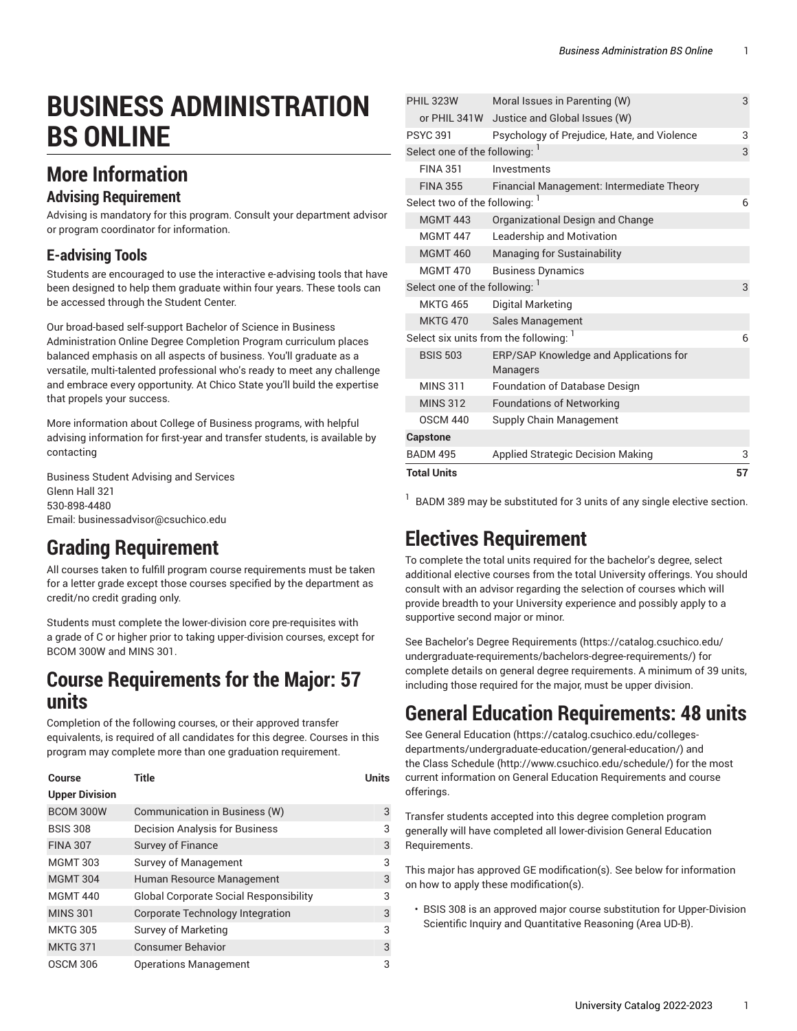# BUSINESS ADMINISTRATION BS ONLINE

## More Information

### Advising Requirement

Advising is mandatory for this program. Consult your department advisor or program coordinator for information.

### E-advising Tools

Students are encouraged to use the interactive e-advising tools that have been designed to help them graduate within four years. These tools can be accessed through the Student Center.

Our broad-based self-support Bachelor of Science in Business Administration Online Degree Completion Program curriculum places balanced emphasis on all aspects of business. You'll graduate as a versatile, multi-talented professional who's ready to meet any challenge and embrace every opportunity. At Chico State you'll build the expertise that propels your success.

More information about College of Business programs, with helpful advising information for first-year and transfer students, is available by contacting

Business Student Advising and Services
Glenn Hall 321
530-898-4480
Email: businessadvisor@csuchico.edu

## Grading Requirement

All courses taken to fulfill program course requirements must be taken for a letter grade except those courses specified by the department as credit/no credit grading only.

Students must complete the lower-division core pre-requisites with a grade of C or higher prior to taking upper-division courses, except for BCOM 300W and MINS 301.

## Course Requirements for the Major: 57 units

Completion of the following courses, or their approved transfer equivalents, is required of all candidates for this degree. Courses in this program may complete more than one graduation requirement.

| Course | Title | Units |
|---|---|---|
| **Upper Division** | | |
| BCOM 300W | Communication in Business (W) | 3 |
| BSIS 308 | Decision Analysis for Business | 3 |
| FINA 307 | Survey of Finance | 3 |
| MGMT 303 | Survey of Management | 3 |
| MGMT 304 | Human Resource Management | 3 |
| MGMT 440 | Global Corporate Social Responsibility | 3 |
| MINS 301 | Corporate Technology Integration | 3 |
| MKTG 305 | Survey of Marketing | 3 |
| MKTG 371 | Consumer Behavior | 3 |
| OSCM 306 | Operations Management | 3 |
| PHIL 323W | Moral Issues in Parenting (W) | 3 |
| or PHIL 341W | Justice and Global Issues (W) | |
| PSYC 391 | Psychology of Prejudice, Hate, and Violence | 3 |
| Select one of the following: [1] | | 3 |
| FINA 351 | Investments | |
| FINA 355 | Financial Management: Intermediate Theory | |
| Select two of the following: [1] | | 6 |
| MGMT 443 | Organizational Design and Change | |
| MGMT 447 | Leadership and Motivation | |
| MGMT 460 | Managing for Sustainability | |
| MGMT 470 | Business Dynamics | |
| Select one of the following: [1] | | 3 |
| MKTG 465 | Digital Marketing | |
| MKTG 470 | Sales Management | |
| Select six units from the following: [1] | | 6 |
| BSIS 503 | ERP/SAP Knowledge and Applications for Managers | |
| MINS 311 | Foundation of Database Design | |
| MINS 312 | Foundations of Networking | |
| OSCM 440 | Supply Chain Management | |
| **Capstone** | | |
| BADM 495 | Applied Strategic Decision Making | 3 |
| **Total Units** | | **57** |

[1] BADM 389 may be substituted for 3 units of any single elective section.

## Electives Requirement

To complete the total units required for the bachelor's degree, select additional elective courses from the total University offerings. You should consult with an advisor regarding the selection of courses which will provide breadth to your University experience and possibly apply to a supportive second major or minor.

See Bachelor's Degree Requirements (https://catalog.csuchico.edu/undergraduate-requirements/bachelors-degree-requirements/) for complete details on general degree requirements. A minimum of 39 units, including those required for the major, must be upper division.

## General Education Requirements: 48 units

See General Education (https://catalog.csuchico.edu/colleges-departments/undergraduate-education/general-education/) and the Class Schedule (http://www.csuchico.edu/schedule/) for the most current information on General Education Requirements and course offerings.

Transfer students accepted into this degree completion program generally will have completed all lower-division General Education Requirements.

This major has approved GE modification(s). See below for information on how to apply these modification(s).

- BSIS 308 is an approved major course substitution for Upper-Division Scientific Inquiry and Quantitative Reasoning (Area UD-B).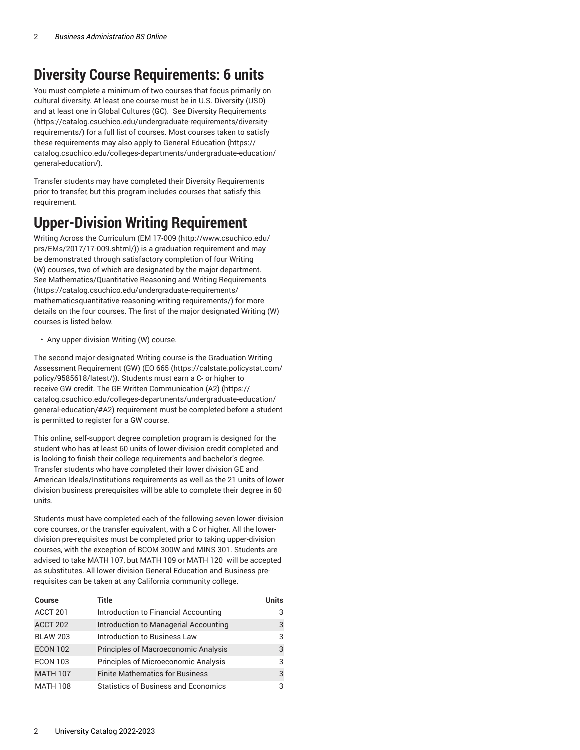## Diversity Course Requirements: 6 units

You must complete a minimum of two courses that focus primarily on cultural diversity. At least one course must be in U.S. Diversity (USD) and at least one in Global Cultures (GC). See Diversity Requirements (https://catalog.csuchico.edu/undergraduate-requirements/diversity-requirements/) for a full list of courses. Most courses taken to satisfy these requirements may also apply to General Education (https://catalog.csuchico.edu/colleges-departments/undergraduate-education/general-education/).

Transfer students may have completed their Diversity Requirements prior to transfer, but this program includes courses that satisfy this requirement.

## Upper-Division Writing Requirement

Writing Across the Curriculum (EM 17-009 (http://www.csuchico.edu/prs/EMs/2017/17-009.shtml/)) is a graduation requirement and may be demonstrated through satisfactory completion of four Writing (W) courses, two of which are designated by the major department. See Mathematics/Quantitative Reasoning and Writing Requirements (https://catalog.csuchico.edu/undergraduate-requirements/mathematicsquantitative-reasoning-writing-requirements/) for more details on the four courses. The first of the major designated Writing (W) courses is listed below.

- Any upper-division Writing (W) course.

The second major-designated Writing course is the Graduation Writing Assessment Requirement (GW) (EO 665 (https://calstate.policystat.com/policy/9585618/latest/)). Students must earn a C- or higher to receive GW credit. The GE Written Communication (A2) (https://catalog.csuchico.edu/colleges-departments/undergraduate-education/general-education/#A2) requirement must be completed before a student is permitted to register for a GW course.

This online, self-support degree completion program is designed for the student who has at least 60 units of lower-division credit completed and is looking to finish their college requirements and bachelor's degree. Transfer students who have completed their lower division GE and American Ideals/Institutions requirements as well as the 21 units of lower division business prerequisites will be able to complete their degree in 60 units.

Students must have completed each of the following seven lower-division core courses, or the transfer equivalent, with a C or higher. All the lower-division pre-requisites must be completed prior to taking upper-division courses, with the exception of BCOM 300W and MINS 301. Students are advised to take MATH 107, but MATH 109 or MATH 120 will be accepted as substitutes. All lower division General Education and Business pre-requisites can be taken at any California community college.

| Course | Title | Units |
|---|---|---|
| ACCT 201 | Introduction to Financial Accounting | 3 |
| ACCT 202 | Introduction to Managerial Accounting | 3 |
| BLAW 203 | Introduction to Business Law | 3 |
| ECON 102 | Principles of Macroeconomic Analysis | 3 |
| ECON 103 | Principles of Microeconomic Analysis | 3 |
| MATH 107 | Finite Mathematics for Business | 3 |
| MATH 108 | Statistics of Business and Economics | 3 |